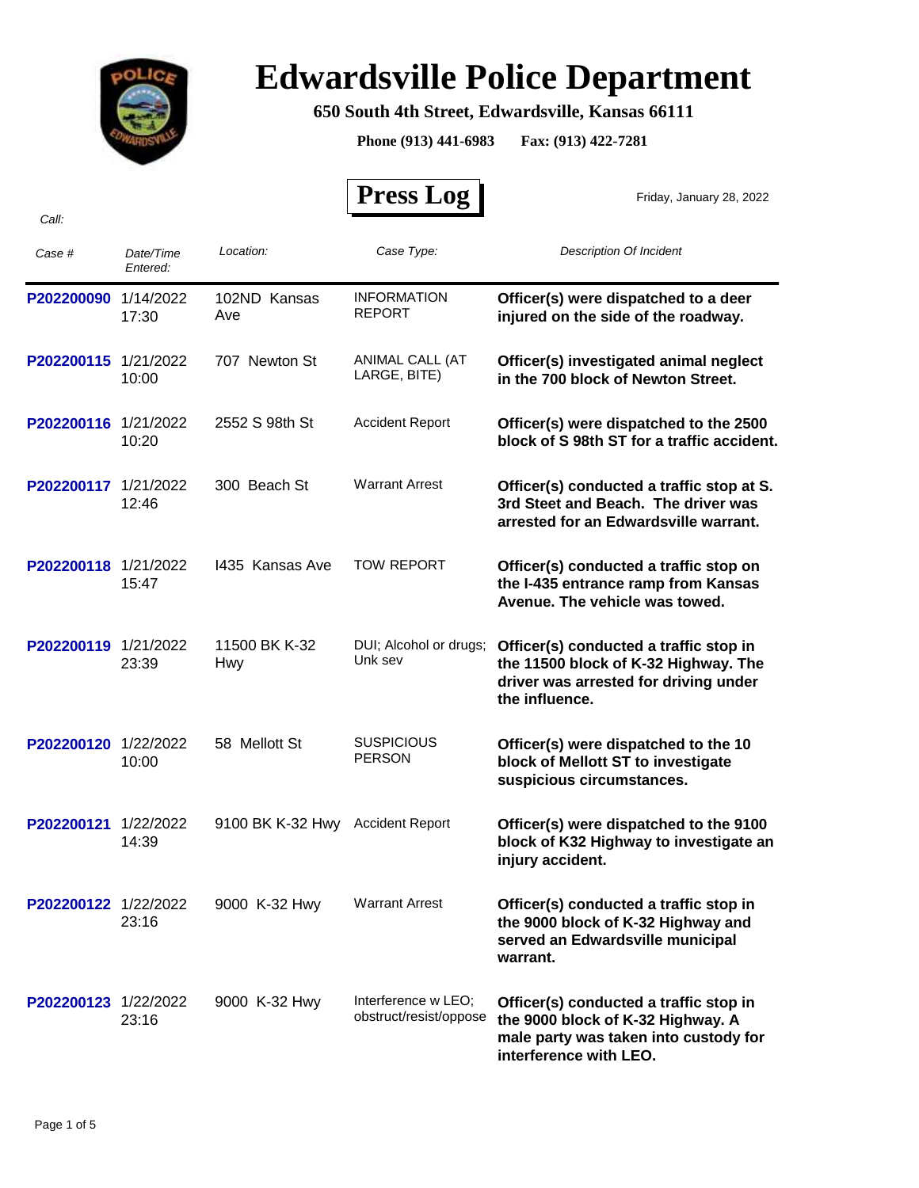# Edwardsville Police Department

**650 South 4th Street, Edwardsville, Kansas 66111**

**Phone (913) 441-6983 Fax: (913) 422-7281**

## Press Log

Friday, January 28, 2022

*Call:*

| *Case #* | *Date/Time Entered:* | *Location:* | *Case Type:* | *Description Of Incident* |
|---|---|---|---|---|
| P202200090 | 1/14/2022 17:30 | 102ND Kansas Ave | INFORMATION REPORT | **Officer(s) were dispatched to a deer injured on the side of the roadway.** |
| P202200115 | 1/21/2022 10:00 | 707 Newton St | ANIMAL CALL (AT LARGE, BITE) | **Officer(s) investigated animal neglect in the 700 block of Newton Street.** |
| P202200116 | 1/21/2022 10:20 | 2552 S 98th St | Accident Report | **Officer(s) were dispatched to the 2500 block of S 98th ST for a traffic accident.** |
| P202200117 | 1/21/2022 12:46 | 300 Beach St | Warrant Arrest | **Officer(s) conducted a traffic stop at S. 3rd Steet and Beach. The driver was arrested for an Edwardsville warrant.** |
| P202200118 | 1/21/2022 15:47 | I435 Kansas Ave | TOW REPORT | **Officer(s) conducted a traffic stop on the I-435 entrance ramp from Kansas Avenue. The vehicle was towed.** |
| P202200119 | 1/21/2022 23:39 | 11500 BK K-32 Hwy | DUI; Alcohol or drugs; Unk sev | **Officer(s) conducted a traffic stop in the 11500 block of K-32 Highway. The driver was arrested for driving under the influence.** |
| P202200120 | 1/22/2022 10:00 | 58 Mellott St | SUSPICIOUS PERSON | **Officer(s) were dispatched to the 10 block of Mellott ST to investigate suspicious circumstances.** |
| P202200121 | 1/22/2022 14:39 | 9100 BK K-32 Hwy | Accident Report | **Officer(s) were dispatched to the 9100 block of K32 Highway to investigate an injury accident.** |
| P202200122 | 1/22/2022 23:16 | 9000 K-32 Hwy | Warrant Arrest | **Officer(s) conducted a traffic stop in the 9000 block of K-32 Highway and served an Edwardsville municipal warrant.** |
| P202200123 | 1/22/2022 23:16 | 9000 K-32 Hwy | Interference w LEO; obstruct/resist/oppose | **Officer(s) conducted a traffic stop in the 9000 block of K-32 Highway. A male party was taken into custody for interference with LEO.** |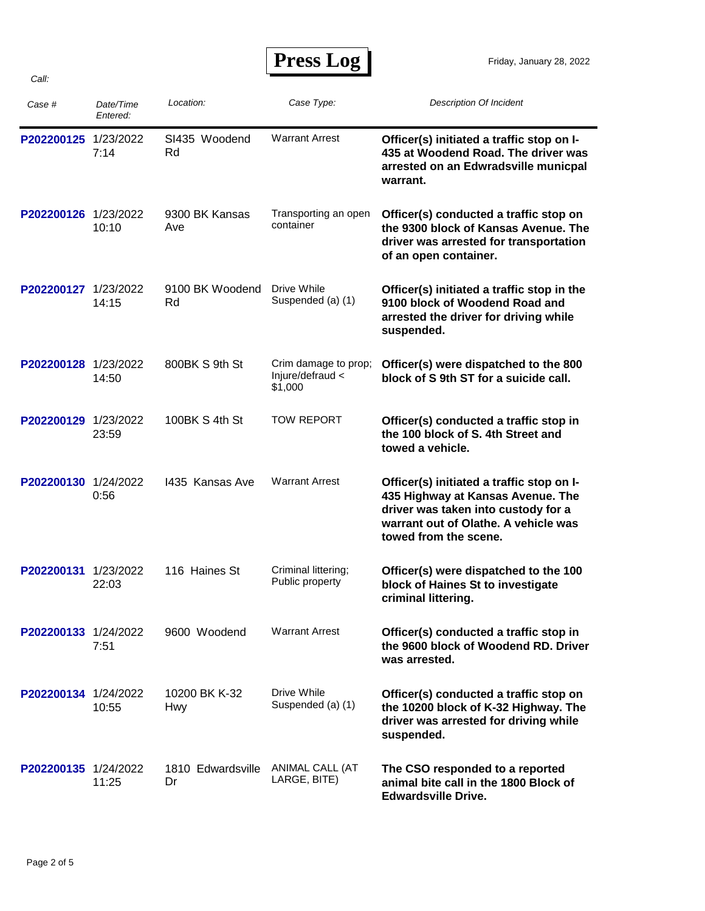# Press Log

Friday, January 28, 2022

*Call:*

| *Case #* | *Date/Time Entered:* | *Location:* | *Case Type:* | *Description Of Incident* |
|---|---|---|---|---|
| P202200125 | 1/23/2022 7:14 | SI435 Woodend Rd | Warrant Arrest | **Officer(s) initiated a traffic stop on I-435 at Woodend Road. The driver was arrested on an Edwradsville municpal warrant.** |
| P202200126 | 1/23/2022 10:10 | 9300 BK Kansas Ave | Transporting an open container | **Officer(s) conducted a traffic stop on the 9300 block of Kansas Avenue. The driver was arrested for transportation of an open container.** |
| P202200127 | 1/23/2022 14:15 | 9100 BK Woodend Rd | Drive While Suspended (a) (1) | **Officer(s) initiated a traffic stop in the 9100 block of Woodend Road and arrested the driver for driving while suspended.** |
| P202200128 | 1/23/2022 14:50 | 800BK S 9th St | Crim damage to prop; Injure/defraud < $1,000 | **Officer(s) were dispatched to the 800 block of S 9th ST for a suicide call.** |
| P202200129 | 1/23/2022 23:59 | 100BK S 4th St | TOW REPORT | **Officer(s) conducted a traffic stop in the 100 block of S. 4th Street and towed a vehicle.** |
| P202200130 | 1/24/2022 0:56 | I435 Kansas Ave | Warrant Arrest | **Officer(s) initiated a traffic stop on I-435 Highway at Kansas Avenue. The driver was taken into custody for a warrant out of Olathe. A vehicle was towed from the scene.** |
| P202200131 | 1/23/2022 22:03 | 116 Haines St | Criminal littering; Public property | **Officer(s) were dispatched to the 100 block of Haines St to investigate criminal littering.** |
| P202200133 | 1/24/2022 7:51 | 9600 Woodend | Warrant Arrest | **Officer(s) conducted a traffic stop in the 9600 block of Woodend RD. Driver was arrested.** |
| P202200134 | 1/24/2022 10:55 | 10200 BK K-32 Hwy | Drive While Suspended (a) (1) | **Officer(s) conducted a traffic stop on the 10200 block of K-32 Highway. The driver was arrested for driving while suspended.** |
| P202200135 | 1/24/2022 11:25 | 1810 Edwardsville Dr | ANIMAL CALL (AT LARGE, BITE) | **The CSO responded to a reported animal bite call in the 1800 Block of Edwardsville Drive.** |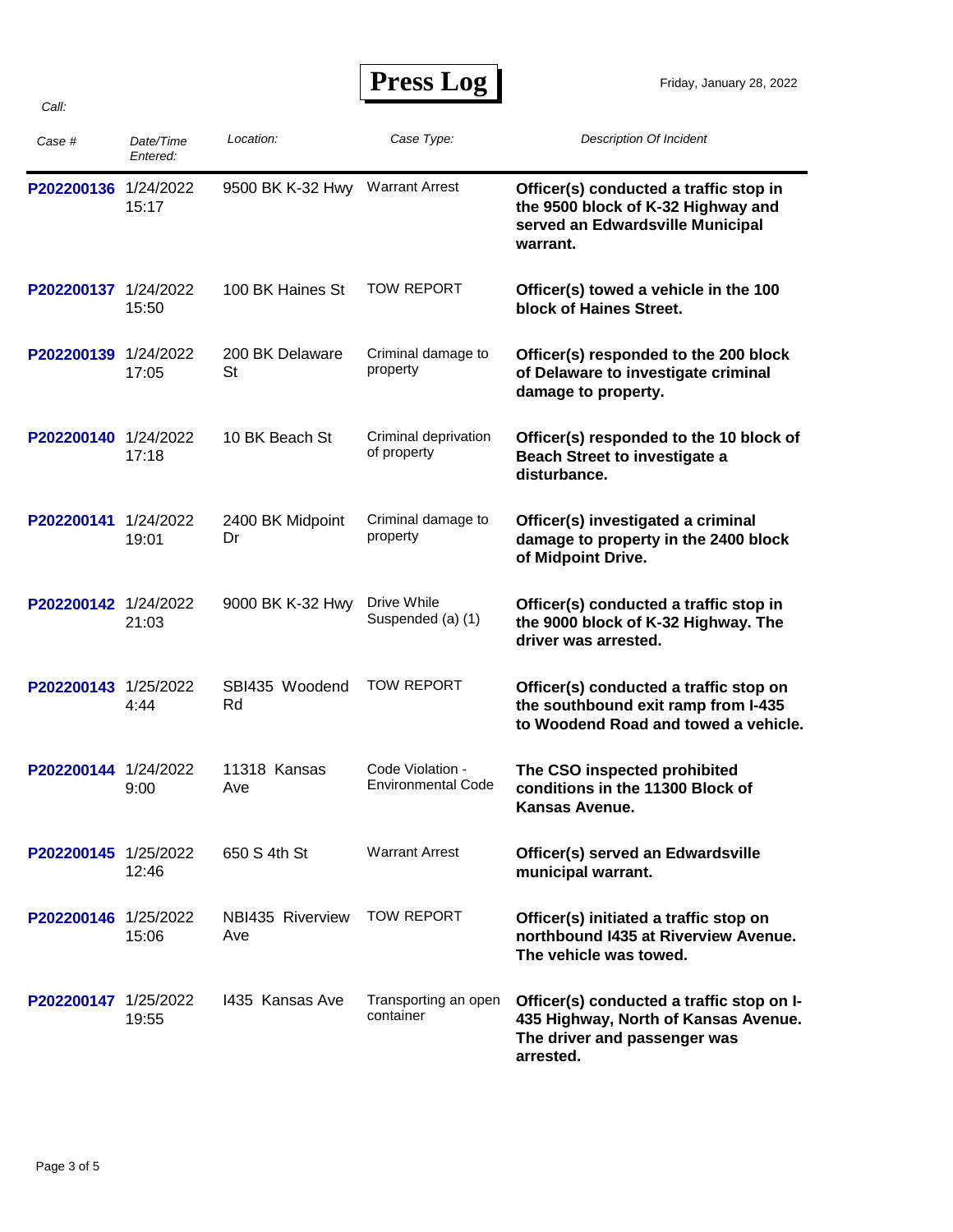# Press Log

Friday, January 28, 2022

*Call:*

| *Case #* | *Date/Time Entered:* | *Location:* | *Case Type:* | *Description Of Incident* |
|---|---|---|---|---|
| **P202200136** | 1/24/2022 15:17 | 9500 BK K-32 Hwy | Warrant Arrest | **Officer(s) conducted a traffic stop in the 9500 block of K-32 Highway and served an Edwardsville Municipal warrant.** |
| **P202200137** | 1/24/2022 15:50 | 100 BK Haines St | TOW REPORT | **Officer(s) towed a vehicle in the 100 block of Haines Street.** |
| **P202200139** | 1/24/2022 17:05 | 200 BK Delaware St | Criminal damage to property | **Officer(s) responded to the 200 block of Delaware to investigate criminal damage to property.** |
| **P202200140** | 1/24/2022 17:18 | 10 BK Beach St | Criminal deprivation of property | **Officer(s) responded to the 10 block of Beach Street to investigate a disturbance.** |
| **P202200141** | 1/24/2022 19:01 | 2400 BK Midpoint Dr | Criminal damage to property | **Officer(s) investigated a criminal damage to property in the 2400 block of Midpoint Drive.** |
| **P202200142** | 1/24/2022 21:03 | 9000 BK K-32 Hwy | Drive While Suspended (a) (1) | **Officer(s) conducted a traffic stop in the 9000 block of K-32 Highway. The driver was arrested.** |
| **P202200143** | 1/25/2022 4:44 | SBI435 Woodend Rd | TOW REPORT | **Officer(s) conducted a traffic stop on the southbound exit ramp from I-435 to Woodend Road and towed a vehicle.** |
| **P202200144** | 1/24/2022 9:00 | 11318 Kansas Ave | Code Violation - Environmental Code | **The CSO inspected prohibited conditions in the 11300 Block of Kansas Avenue.** |
| **P202200145** | 1/25/2022 12:46 | 650 S 4th St | Warrant Arrest | **Officer(s) served an Edwardsville municipal warrant.** |
| **P202200146** | 1/25/2022 15:06 | NBI435 Riverview Ave | TOW REPORT | **Officer(s) initiated a traffic stop on northbound I435 at Riverview Avenue. The vehicle was towed.** |
| **P202200147** | 1/25/2022 19:55 | I435 Kansas Ave | Transporting an open container | **Officer(s) conducted a traffic stop on I-435 Highway, North of Kansas Avenue. The driver and passenger was arrested.** |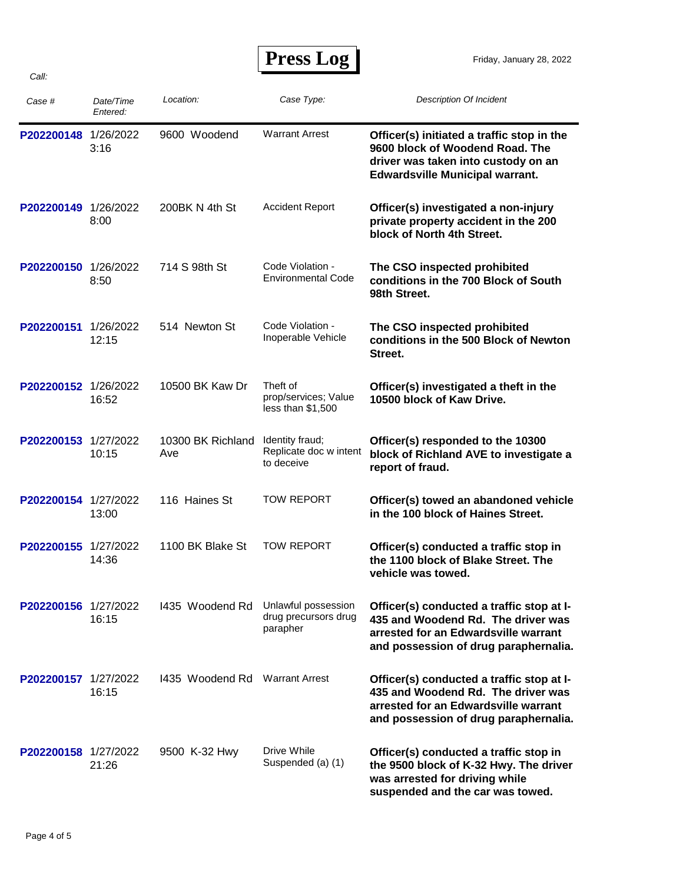# Press Log

Friday, January 28, 2022

*Call:*

| *Case #* | *Date/Time Entered:* | *Location:* | *Case Type:* | *Description Of Incident* |
|---|---|---|---|---|
| P202200148 | 1/26/2022 3:16 | 9600 Woodend | Warrant Arrest | **Officer(s) initiated a traffic stop in the 9600 block of Woodend Road. The driver was taken into custody on an Edwardsville Municipal warrant.** |
| P202200149 | 1/26/2022 8:00 | 200BK N 4th St | Accident Report | **Officer(s) investigated a non-injury private property accident in the 200 block of North 4th Street.** |
| P202200150 | 1/26/2022 8:50 | 714 S 98th St | Code Violation - Environmental Code | **The CSO inspected prohibited conditions in the 700 Block of South 98th Street.** |
| P202200151 | 1/26/2022 12:15 | 514 Newton St | Code Violation - Inoperable Vehicle | **The CSO inspected prohibited conditions in the 500 Block of Newton Street.** |
| P202200152 | 1/26/2022 16:52 | 10500 BK Kaw Dr | Theft of prop/services; Value less than $1,500 | **Officer(s) investigated a theft in the 10500 block of Kaw Drive.** |
| P202200153 | 1/27/2022 10:15 | 10300 BK Richland Ave | Identity fraud; Replicate doc w intent to deceive | **Officer(s) responded to the 10300 block of Richland AVE to investigate a report of fraud.** |
| P202200154 | 1/27/2022 13:00 | 116 Haines St | TOW REPORT | **Officer(s) towed an abandoned vehicle in the 100 block of Haines Street.** |
| P202200155 | 1/27/2022 14:36 | 1100 BK Blake St | TOW REPORT | **Officer(s) conducted a traffic stop in the 1100 block of Blake Street. The vehicle was towed.** |
| P202200156 | 1/27/2022 16:15 | I435 Woodend Rd | Unlawful possession drug precursors drug parapher | **Officer(s) conducted a traffic stop at I-435 and Woodend Rd. The driver was arrested for an Edwardsville warrant and possession of drug paraphernalia.** |
| P202200157 | 1/27/2022 16:15 | I435 Woodend Rd | Warrant Arrest | **Officer(s) conducted a traffic stop at I-435 and Woodend Rd. The driver was arrested for an Edwardsville warrant and possession of drug paraphernalia.** |
| P202200158 | 1/27/2022 21:26 | 9500 K-32 Hwy | Drive While Suspended (a) (1) | **Officer(s) conducted a traffic stop in the 9500 block of K-32 Hwy. The driver was arrested for driving while suspended and the car was towed.** |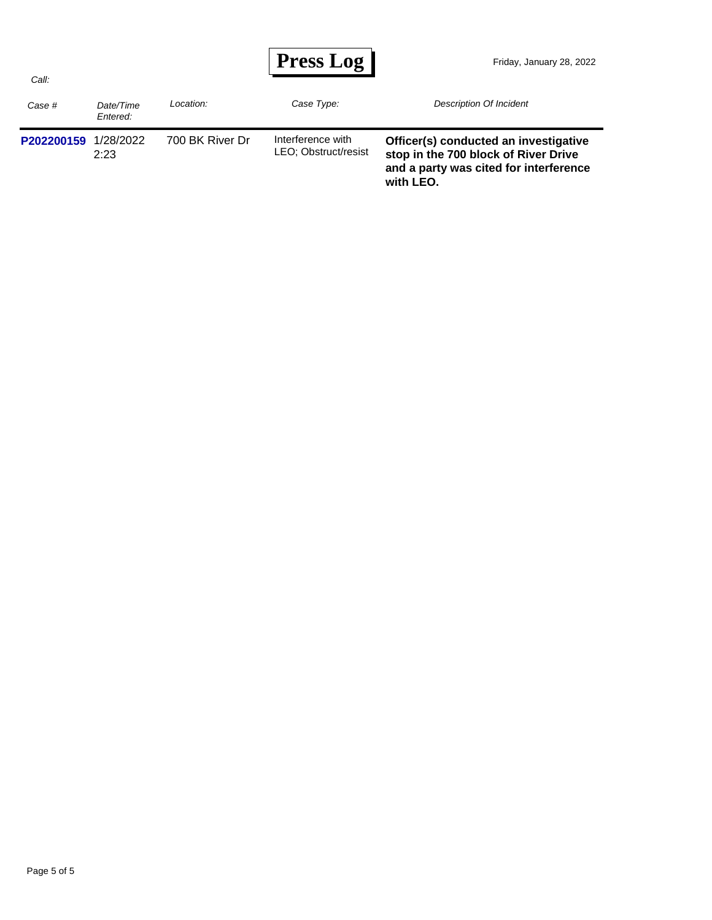# Press Log

Friday, January 28, 2022

*Call:*

| *Case #* | *Date/Time Entered:* | *Location:* | *Case Type:* | *Description Of Incident* |
|---|---|---|---|---|
| **P202200159** | 1/28/2022 2:23 | 700 BK River Dr | Interference with LEO; Obstruct/resist | **Officer(s) conducted an investigative stop in the 700 block of River Drive and a party was cited for interference with LEO.** |